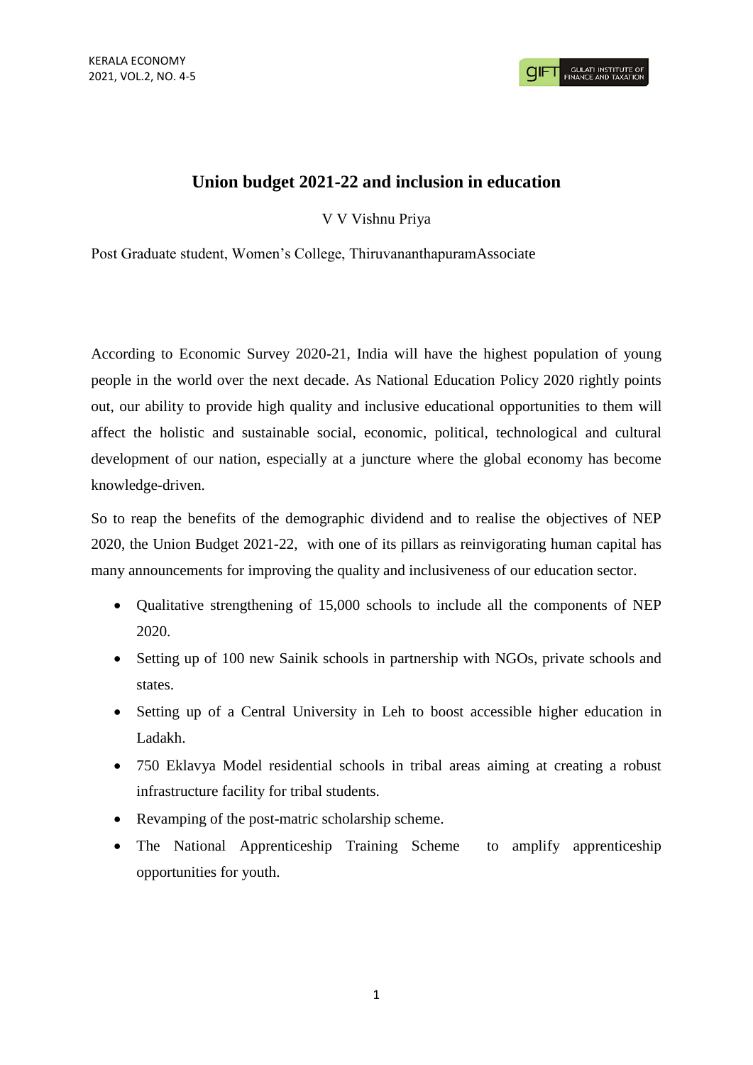# Union budget 2021-22 and inclusion in education

V V Vishnu Priya

Post Graduate student, Women's College, ThiruvananthapuramAssociate

According to Economic Survey 2020-21, India will have the highest population of young people in the world over the next decade. As National Education Policy 2020 rightly points out, our ability to provide high quality and inclusive educational opportunities to them will affect the holistic and sustainable social, economic, political, technological and cultural development of our nation, especially at a juncture where the global economy has become knowledge-driven.

So to reap the benefits of the demographic dividend and to realise the objectives of NEP 2020, the Union Budget 2021-22, with one of its pillars as reinvigorating human capital has many announcements for improving the quality and inclusiveness of our education sector.

- Qualitative strengthening of 15,000 schools to include all the components of NEP 2020.
- Setting up of 100 new Sainik schools in partnership with NGOs, private schools and states.
- Setting up of a Central University in Leh to boost accessible higher education in Ladakh.
- 750 Eklavya Model residential schools in tribal areas aiming at creating a robust infrastructure facility for tribal students.
- Revamping of the post-matric scholarship scheme.
- The National Apprenticeship Training Scheme to amplify apprenticeship opportunities for youth.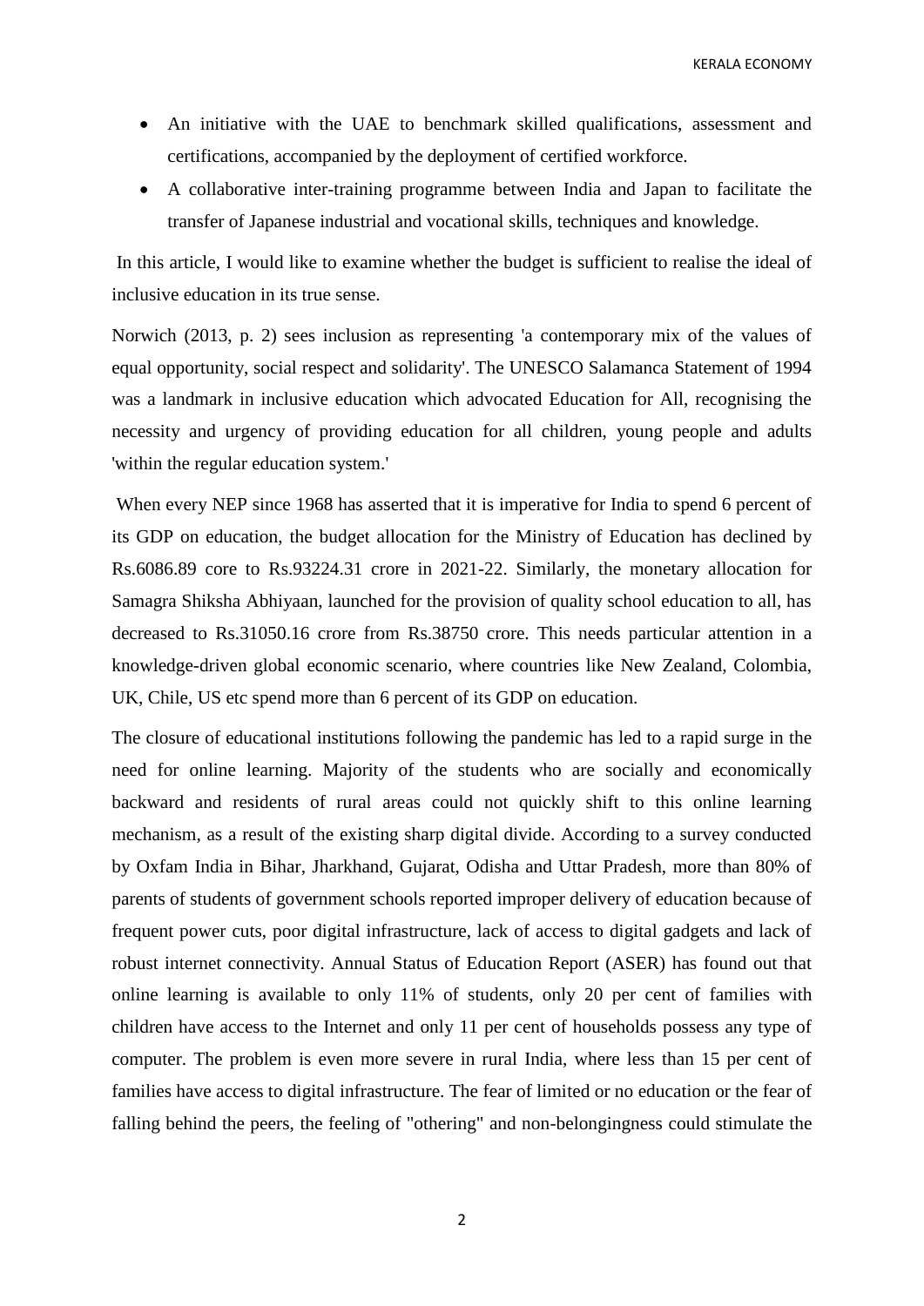- An initiative with the UAE to benchmark skilled qualifications, assessment and certifications, accompanied by the deployment of certified workforce.
- A collaborative inter-training programme between India and Japan to facilitate the transfer of Japanese industrial and vocational skills, techniques and knowledge.

In this article, I would like to examine whether the budget is sufficient to realise the ideal of inclusive education in its true sense.

Norwich (2013, p. 2) sees inclusion as representing 'a contemporary mix of the values of equal opportunity, social respect and solidarity'. The UNESCO Salamanca Statement of 1994 was a landmark in inclusive education which advocated Education for All, recognising the necessity and urgency of providing education for all children, young people and adults 'within the regular education system.'

When every NEP since 1968 has asserted that it is imperative for India to spend 6 percent of its GDP on education, the budget allocation for the Ministry of Education has declined by Rs.6086.89 core to Rs.93224.31 crore in 2021-22. Similarly, the monetary allocation for Samagra Shiksha Abhiyaan, launched for the provision of quality school education to all, has decreased to Rs.31050.16 crore from Rs.38750 crore. This needs particular attention in a knowledge-driven global economic scenario, where countries like New Zealand, Colombia, UK, Chile, US etc spend more than 6 percent of its GDP on education.

The closure of educational institutions following the pandemic has led to a rapid surge in the need for online learning. Majority of the students who are socially and economically backward and residents of rural areas could not quickly shift to this online learning mechanism, as a result of the existing sharp digital divide. According to a survey conducted by Oxfam India in Bihar, Jharkhand, Gujarat, Odisha and Uttar Pradesh, more than 80% of parents of students of government schools reported improper delivery of education because of frequent power cuts, poor digital infrastructure, lack of access to digital gadgets and lack of robust internet connectivity. Annual Status of Education Report (ASER) has found out that online learning is available to only 11% of students, only 20 per cent of families with children have access to the Internet and only 11 per cent of households possess any type of computer. The problem is even more severe in rural India, where less than 15 per cent of families have access to digital infrastructure. The fear of limited or no education or the fear of falling behind the peers, the feeling of "othering" and non-belongingness could stimulate the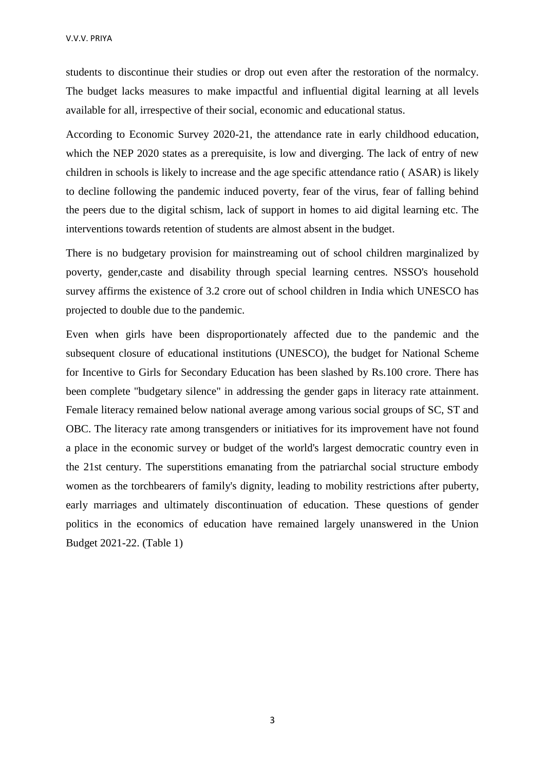students to discontinue their studies or drop out even after the restoration of the normalcy. The budget lacks measures to make impactful and influential digital learning at all levels available for all, irrespective of their social, economic and educational status.

According to Economic Survey 2020-21, the attendance rate in early childhood education, which the NEP 2020 states as a prerequisite, is low and diverging. The lack of entry of new children in schools is likely to increase and the age specific attendance ratio ( ASAR) is likely to decline following the pandemic induced poverty, fear of the virus, fear of falling behind the peers due to the digital schism, lack of support in homes to aid digital learning etc. The interventions towards retention of students are almost absent in the budget.

There is no budgetary provision for mainstreaming out of school children marginalized by poverty, gender,caste and disability through special learning centres. NSSO's household survey affirms the existence of 3.2 crore out of school children in India which UNESCO has projected to double due to the pandemic.

Even when girls have been disproportionately affected due to the pandemic and the subsequent closure of educational institutions (UNESCO), the budget for National Scheme for Incentive to Girls for Secondary Education has been slashed by Rs.100 crore. There has been complete "budgetary silence" in addressing the gender gaps in literacy rate attainment. Female literacy remained below national average among various social groups of SC, ST and OBC. The literacy rate among transgenders or initiatives for its improvement have not found a place in the economic survey or budget of the world's largest democratic country even in the 21st century. The superstitions emanating from the patriarchal social structure embody women as the torchbearers of family's dignity, leading to mobility restrictions after puberty, early marriages and ultimately discontinuation of education. These questions of gender politics in the economics of education have remained largely unanswered in the Union Budget 2021-22. (Table 1)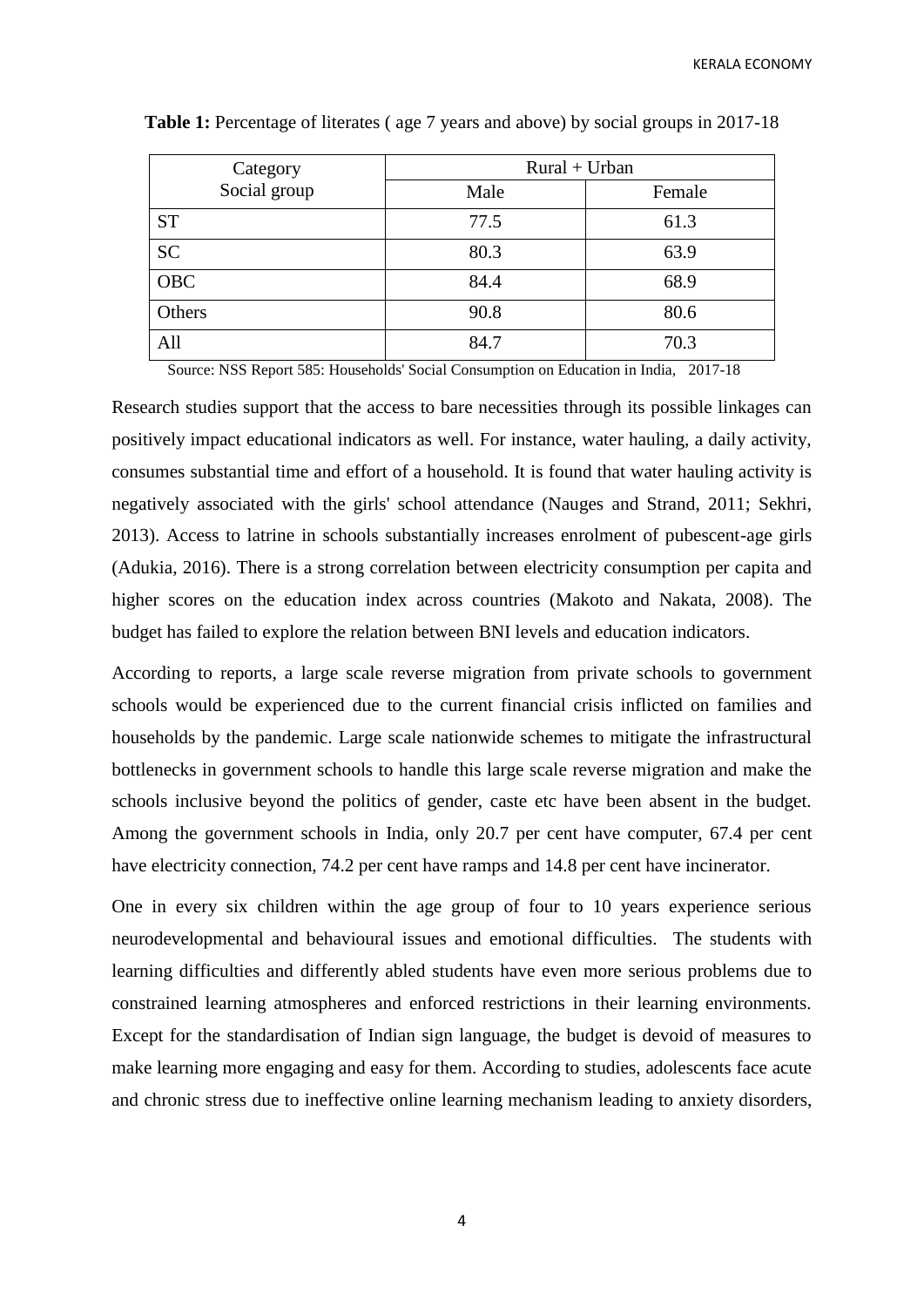**Table 1:** Percentage of literates ( age 7 years and above) by social groups in 2017-18

| Category Social group | Rural + Urban | |
|---|---|---|
| | Male | Female |
| ST | 77.5 | 61.3 |
| SC | 80.3 | 63.9 |
| OBC | 84.4 | 68.9 |
| Others | 90.8 | 80.6 |
| All | 84.7 | 70.3 |

Source: NSS Report 585: Households' Social Consumption on Education in India, 2017-18

Research studies support that the access to bare necessities through its possible linkages can positively impact educational indicators as well. For instance, water hauling, a daily activity, consumes substantial time and effort of a household. It is found that water hauling activity is negatively associated with the girls' school attendance (Nauges and Strand, 2011; Sekhri, 2013). Access to latrine in schools substantially increases enrolment of pubescent-age girls (Adukia, 2016). There is a strong correlation between electricity consumption per capita and higher scores on the education index across countries (Makoto and Nakata, 2008). The budget has failed to explore the relation between BNI levels and education indicators.

According to reports, a large scale reverse migration from private schools to government schools would be experienced due to the current financial crisis inflicted on families and households by the pandemic. Large scale nationwide schemes to mitigate the infrastructural bottlenecks in government schools to handle this large scale reverse migration and make the schools inclusive beyond the politics of gender, caste etc have been absent in the budget. Among the government schools in India, only 20.7 per cent have computer, 67.4 per cent have electricity connection, 74.2 per cent have ramps and 14.8 per cent have incinerator.

One in every six children within the age group of four to 10 years experience serious neurodevelopmental and behavioural issues and emotional difficulties. The students with learning difficulties and differently abled students have even more serious problems due to constrained learning atmospheres and enforced restrictions in their learning environments. Except for the standardisation of Indian sign language, the budget is devoid of measures to make learning more engaging and easy for them. According to studies, adolescents face acute and chronic stress due to ineffective online learning mechanism leading to anxiety disorders,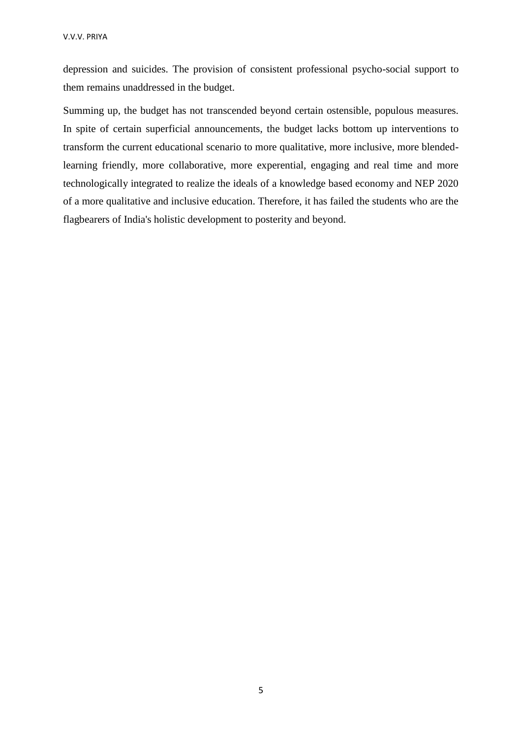depression and suicides. The provision of consistent professional psycho-social support to them remains unaddressed in the budget.

Summing up, the budget has not transcended beyond certain ostensible, populous measures. In spite of certain superficial announcements, the budget lacks bottom up interventions to transform the current educational scenario to more qualitative, more inclusive, more blended-learning friendly, more collaborative, more experential, engaging and real time and more technologically integrated to realize the ideals of a knowledge based economy and NEP 2020 of a more qualitative and inclusive education. Therefore, it has failed the students who are the flagbearers of India's holistic development to posterity and beyond.